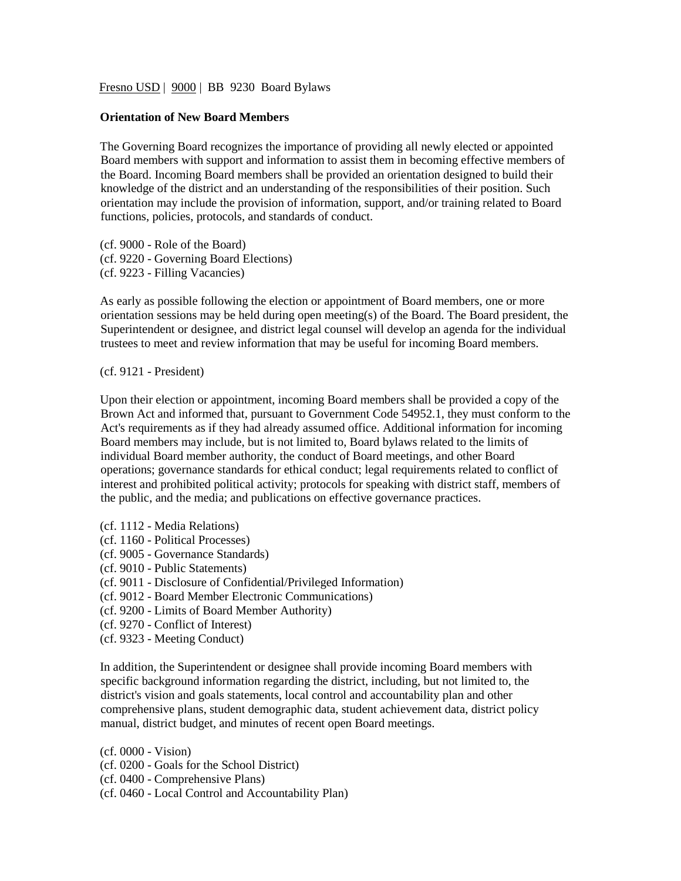Fresno USD | 9000 | BB 9230 Board Bylaws

**Orientation of New Board Members**

The Governing Board recognizes the importance of providing all newly elected or appointed Board members with support and information to assist them in becoming effective members of the Board. Incoming Board members shall be provided an orientation designed to build their knowledge of the district and an understanding of the responsibilities of their position. Such orientation may include the provision of information, support, and/or training related to Board functions, policies, protocols, and standards of conduct.

(cf. 9000 - Role of the Board)
(cf. 9220 - Governing Board Elections)
(cf. 9223 - Filling Vacancies)

As early as possible following the election or appointment of Board members, one or more orientation sessions may be held during open meeting(s) of the Board. The Board president, the Superintendent or designee, and district legal counsel will develop an agenda for the individual trustees to meet and review information that may be useful for incoming Board members.

(cf. 9121 - President)

Upon their election or appointment, incoming Board members shall be provided a copy of the Brown Act and informed that, pursuant to Government Code 54952.1, they must conform to the Act's requirements as if they had already assumed office. Additional information for incoming Board members may include, but is not limited to, Board bylaws related to the limits of individual Board member authority, the conduct of Board meetings, and other Board operations; governance standards for ethical conduct; legal requirements related to conflict of interest and prohibited political activity; protocols for speaking with district staff, members of the public, and the media; and publications on effective governance practices.

(cf. 1112 - Media Relations)
(cf. 1160 - Political Processes)
(cf. 9005 - Governance Standards)
(cf. 9010 - Public Statements)
(cf. 9011 - Disclosure of Confidential/Privileged Information)
(cf. 9012 - Board Member Electronic Communications)
(cf. 9200 - Limits of Board Member Authority)
(cf. 9270 - Conflict of Interest)
(cf. 9323 - Meeting Conduct)

In addition, the Superintendent or designee shall provide incoming Board members with specific background information regarding the district, including, but not limited to, the district's vision and goals statements, local control and accountability plan and other comprehensive plans, student demographic data, student achievement data, district policy manual, district budget, and minutes of recent open Board meetings.

(cf. 0000 - Vision)
(cf. 0200 - Goals for the School District)
(cf. 0400 - Comprehensive Plans)
(cf. 0460 - Local Control and Accountability Plan)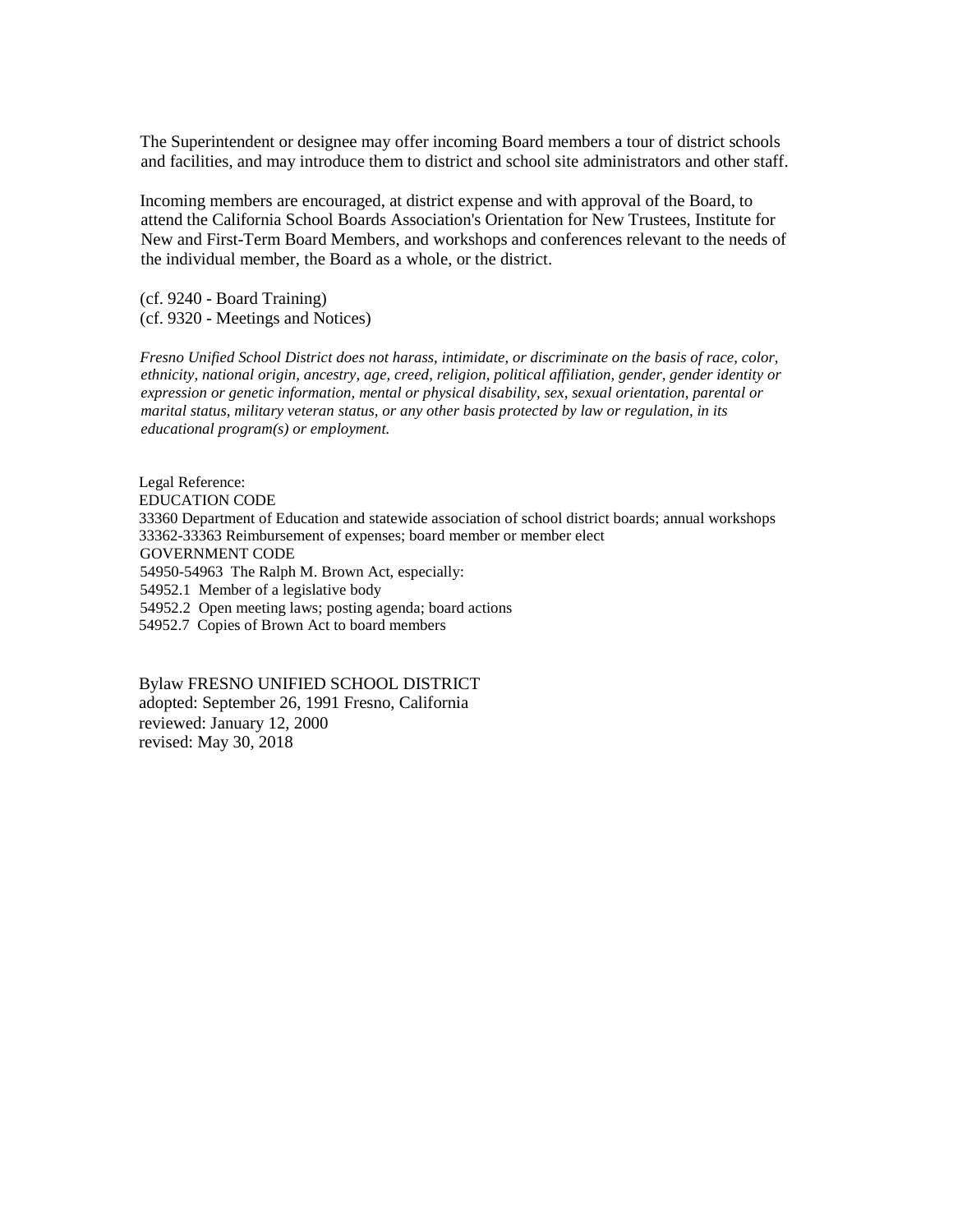The Superintendent or designee may offer incoming Board members a tour of district schools and facilities, and may introduce them to district and school site administrators and other staff.

Incoming members are encouraged, at district expense and with approval of the Board, to attend the California School Boards Association's Orientation for New Trustees, Institute for New and First-Term Board Members, and workshops and conferences relevant to the needs of the individual member, the Board as a whole, or the district.

(cf. 9240 - Board Training)
(cf. 9320 - Meetings and Notices)

*Fresno Unified School District does not harass, intimidate, or discriminate on the basis of race, color, ethnicity, national origin, ancestry, age, creed, religion, political affiliation, gender, gender identity or expression or genetic information, mental or physical disability, sex, sexual orientation, parental or marital status, military veteran status, or any other basis protected by law or regulation, in its educational program(s) or employment.*

Legal Reference:
EDUCATION CODE
33360 Department of Education and statewide association of school district boards; annual workshops
33362-33363 Reimbursement of expenses; board member or member elect
GOVERNMENT CODE
54950-54963 The Ralph M. Brown Act, especially:
54952.1 Member of a legislative body
54952.2 Open meeting laws; posting agenda; board actions
54952.7 Copies of Brown Act to board members

Bylaw FRESNO UNIFIED SCHOOL DISTRICT
adopted: September 26, 1991 Fresno, California
reviewed: January 12, 2000
revised: May 30, 2018